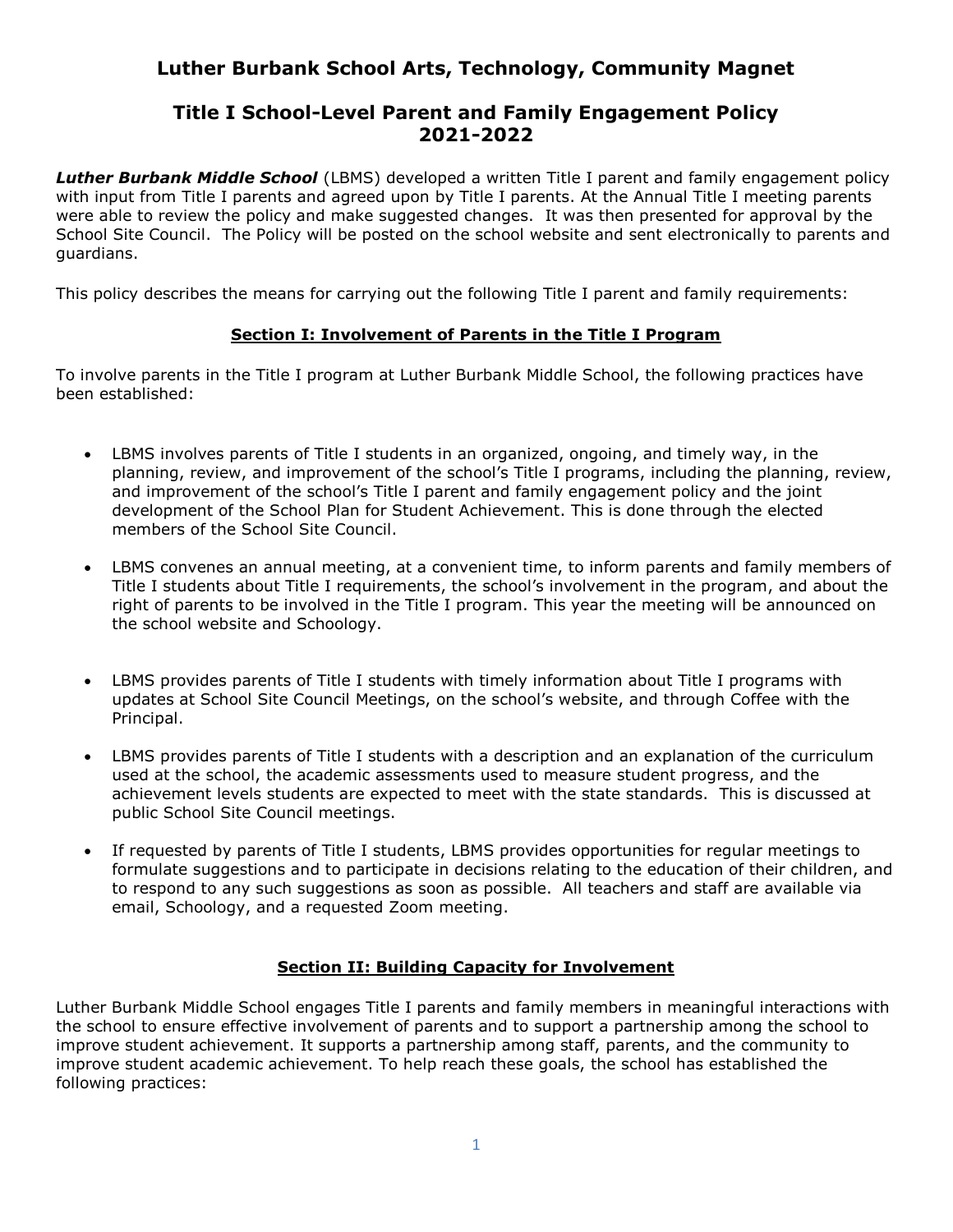# Luther Burbank School Arts, Technology, Community Magnet

## Title I School-Level Parent and Family Engagement Policy 2021-2022

***Luther Burbank Middle School*** (LBMS) developed a written Title I parent and family engagement policy with input from Title I parents and agreed upon by Title I parents. At the Annual Title I meeting parents were able to review the policy and make suggested changes. It was then presented for approval by the School Site Council. The Policy will be posted on the school website and sent electronically to parents and guardians.

This policy describes the means for carrying out the following Title I parent and family requirements:

### Section I: Involvement of Parents in the Title I Program

To involve parents in the Title I program at Luther Burbank Middle School, the following practices have been established:

- LBMS involves parents of Title I students in an organized, ongoing, and timely way, in the planning, review, and improvement of the school's Title I programs, including the planning, review, and improvement of the school's Title I parent and family engagement policy and the joint development of the School Plan for Student Achievement. This is done through the elected members of the School Site Council.
- LBMS convenes an annual meeting, at a convenient time, to inform parents and family members of Title I students about Title I requirements, the school's involvement in the program, and about the right of parents to be involved in the Title I program. This year the meeting will be announced on the school website and Schoology.
- LBMS provides parents of Title I students with timely information about Title I programs with updates at School Site Council Meetings, on the school's website, and through Coffee with the Principal.
- LBMS provides parents of Title I students with a description and an explanation of the curriculum used at the school, the academic assessments used to measure student progress, and the achievement levels students are expected to meet with the state standards. This is discussed at public School Site Council meetings.
- If requested by parents of Title I students, LBMS provides opportunities for regular meetings to formulate suggestions and to participate in decisions relating to the education of their children, and to respond to any such suggestions as soon as possible. All teachers and staff are available via email, Schoology, and a requested Zoom meeting.

### Section II: Building Capacity for Involvement

Luther Burbank Middle School engages Title I parents and family members in meaningful interactions with the school to ensure effective involvement of parents and to support a partnership among the school to improve student achievement. It supports a partnership among staff, parents, and the community to improve student academic achievement. To help reach these goals, the school has established the following practices: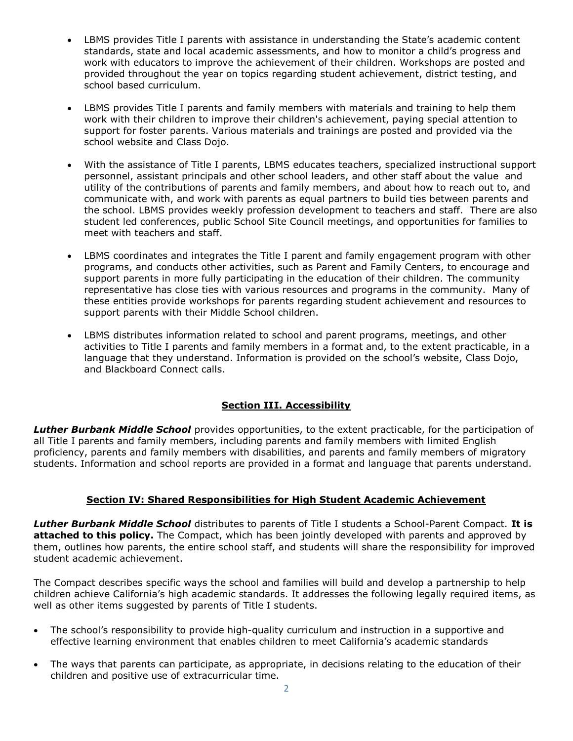- LBMS provides Title I parents with assistance in understanding the State's academic content standards, state and local academic assessments, and how to monitor a child's progress and work with educators to improve the achievement of their children. Workshops are posted and provided throughout the year on topics regarding student achievement, district testing, and school based curriculum.

- LBMS provides Title I parents and family members with materials and training to help them work with their children to improve their children's achievement, paying special attention to support for foster parents. Various materials and trainings are posted and provided via the school website and Class Dojo.

- With the assistance of Title I parents, LBMS educates teachers, specialized instructional support personnel, assistant principals and other school leaders, and other staff about the value and utility of the contributions of parents and family members, and about how to reach out to, and communicate with, and work with parents as equal partners to build ties between parents and the school. LBMS provides weekly profession development to teachers and staff. There are also student led conferences, public School Site Council meetings, and opportunities for families to meet with teachers and staff.

- LBMS coordinates and integrates the Title I parent and family engagement program with other programs, and conducts other activities, such as Parent and Family Centers, to encourage and support parents in more fully participating in the education of their children. The community representative has close ties with various resources and programs in the community. Many of these entities provide workshops for parents regarding student achievement and resources to support parents with their Middle School children.

- LBMS distributes information related to school and parent programs, meetings, and other activities to Title I parents and family members in a format and, to the extent practicable, in a language that they understand. Information is provided on the school's website, Class Dojo, and Blackboard Connect calls.

## Section III. Accessibility

***Luther Burbank Middle School*** provides opportunities, to the extent practicable, for the participation of all Title I parents and family members, including parents and family members with limited English proficiency, parents and family members with disabilities, and parents and family members of migratory students. Information and school reports are provided in a format and language that parents understand.

## Section IV: Shared Responsibilities for High Student Academic Achievement

***Luther Burbank Middle School*** distributes to parents of Title I students a School-Parent Compact. **It is attached to this policy.** The Compact, which has been jointly developed with parents and approved by them, outlines how parents, the entire school staff, and students will share the responsibility for improved student academic achievement.

The Compact describes specific ways the school and families will build and develop a partnership to help children achieve California's high academic standards. It addresses the following legally required items, as well as other items suggested by parents of Title I students.

- The school's responsibility to provide high-quality curriculum and instruction in a supportive and effective learning environment that enables children to meet California's academic standards

- The ways that parents can participate, as appropriate, in decisions relating to the education of their children and positive use of extracurricular time.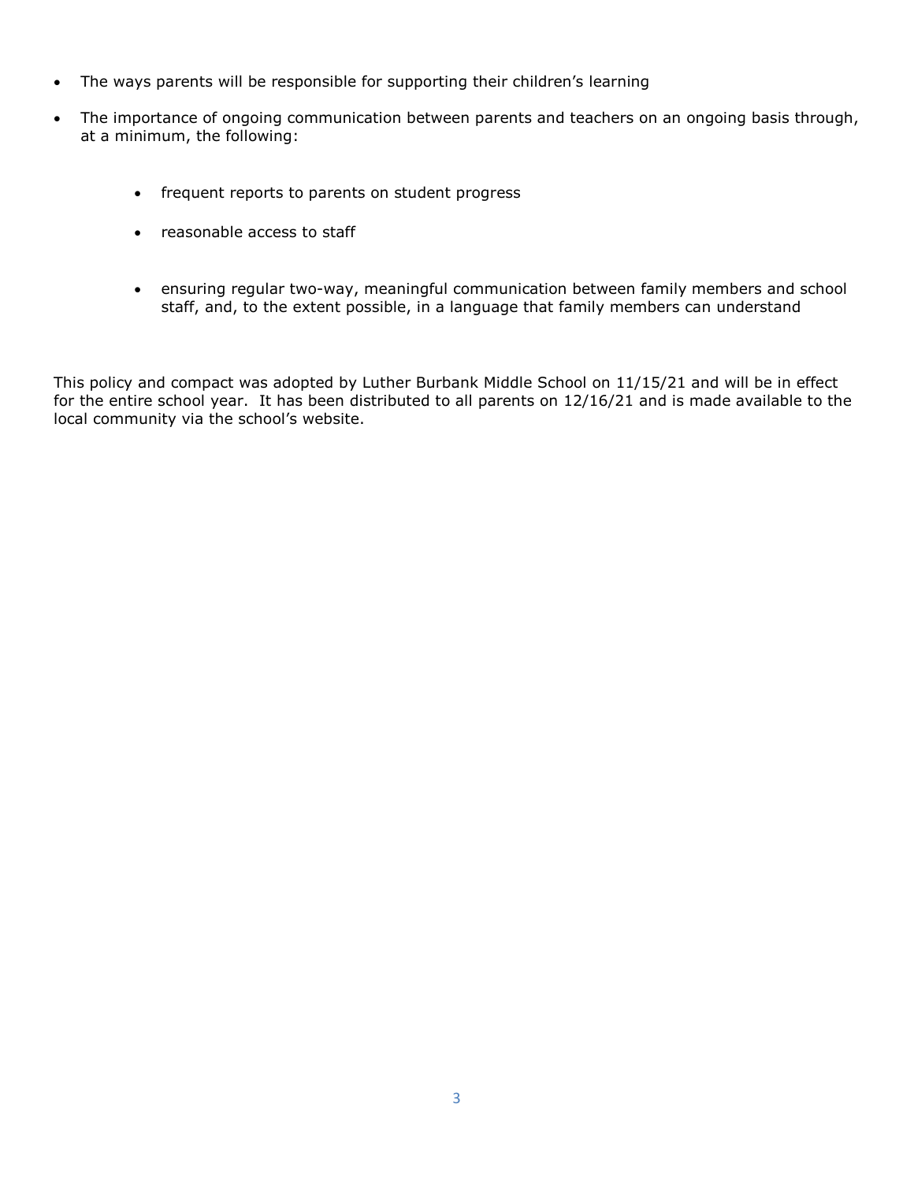- The ways parents will be responsible for supporting their children's learning
- The importance of ongoing communication between parents and teachers on an ongoing basis through, at a minimum, the following:
    - frequent reports to parents on student progress
    - reasonable access to staff
    - ensuring regular two-way, meaningful communication between family members and school staff, and, to the extent possible, in a language that family members can understand

This policy and compact was adopted by Luther Burbank Middle School on 11/15/21 and will be in effect for the entire school year. It has been distributed to all parents on 12/16/21 and is made available to the local community via the school's website.